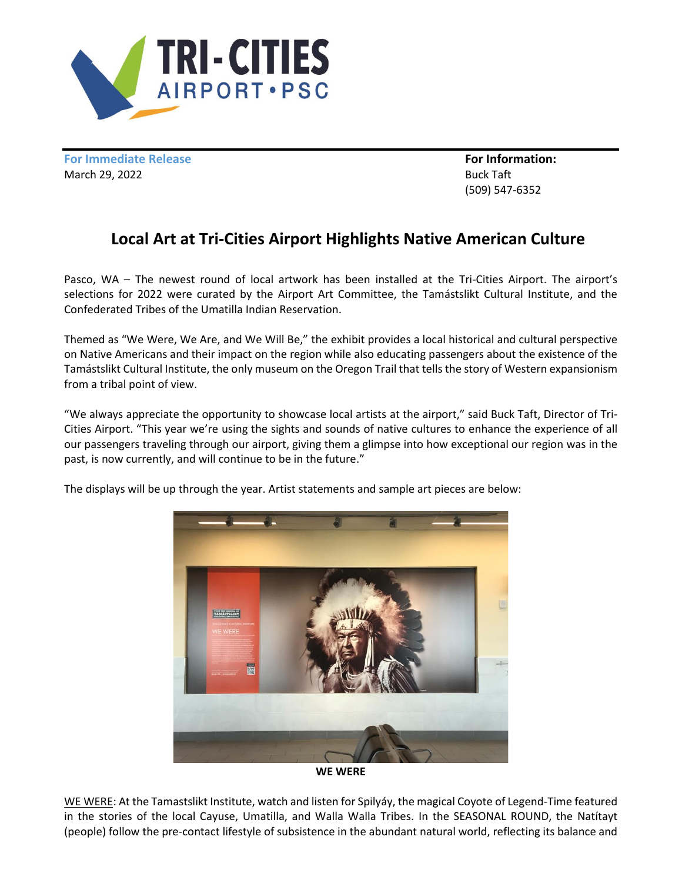TRI-CITIES AIRPORT • PSC

**For Immediate Release**
March 29, 2022

**For Information:**
Buck Taft
(509) 547-6352

# Local Art at Tri-Cities Airport Highlights Native American Culture

Pasco, WA – The newest round of local artwork has been installed at the Tri-Cities Airport. The airport's selections for 2022 were curated by the Airport Art Committee, the Tamástslikt Cultural Institute, and the Confederated Tribes of the Umatilla Indian Reservation.

Themed as "We Were, We Are, and We Will Be," the exhibit provides a local historical and cultural perspective on Native Americans and their impact on the region while also educating passengers about the existence of the Tamástslikt Cultural Institute, the only museum on the Oregon Trail that tells the story of Western expansionism from a tribal point of view.

"We always appreciate the opportunity to showcase local artists at the airport," said Buck Taft, Director of Tri-Cities Airport. "This year we're using the sights and sounds of native cultures to enhance the experience of all our passengers traveling through our airport, giving them a glimpse into how exceptional our region was in the past, is now currently, and will continue to be in the future."

The displays will be up through the year. Artist statements and sample art pieces are below:

**WE WERE**

WE WERE: At the Tamastslikt Institute, watch and listen for Spilyáy, the magical Coyote of Legend-Time featured in the stories of the local Cayuse, Umatilla, and Walla Walla Tribes. In the SEASONAL ROUND, the Natítayt (people) follow the pre-contact lifestyle of subsistence in the abundant natural world, reflecting its balance and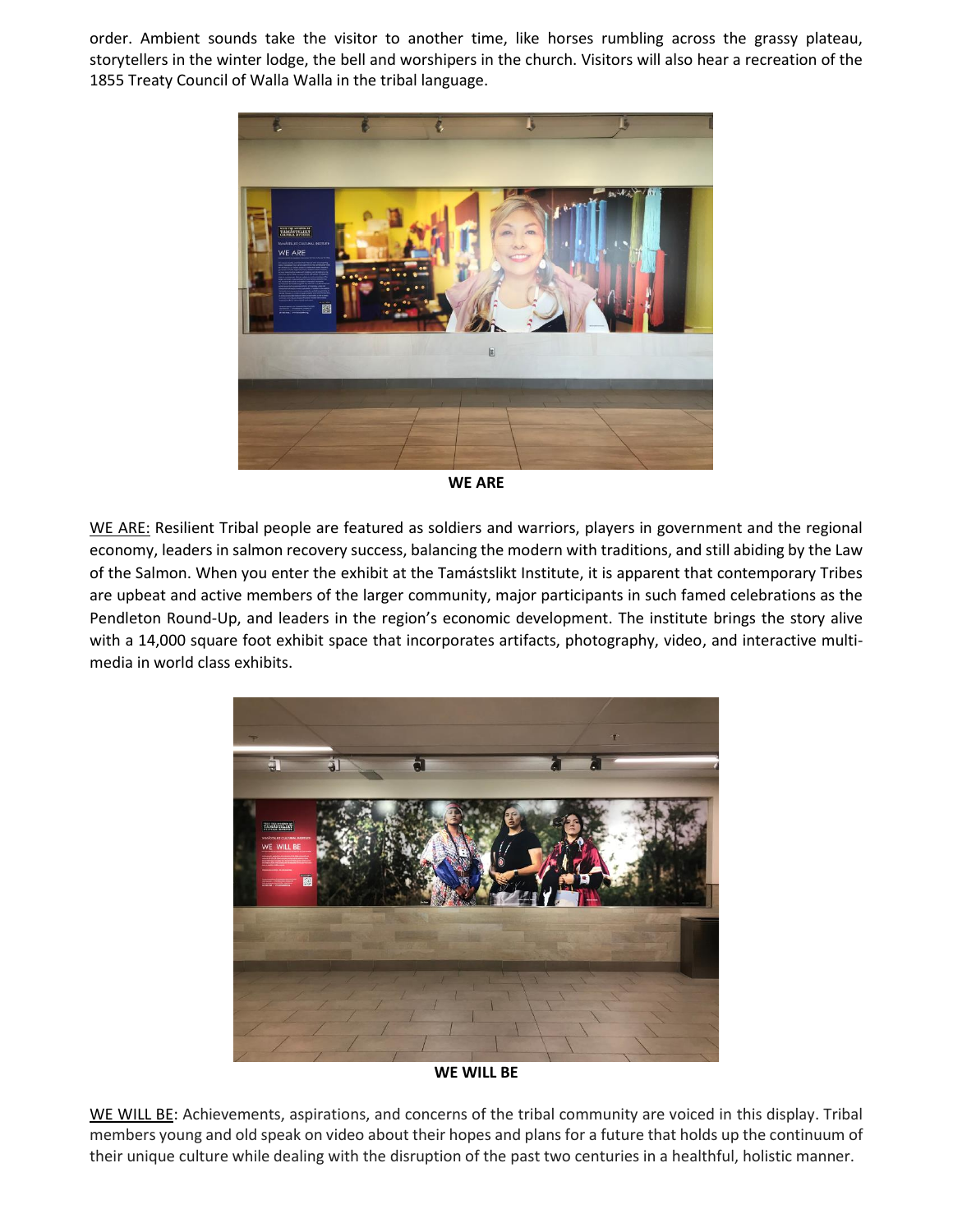order. Ambient sounds take the visitor to another time, like horses rumbling across the grassy plateau, storytellers in the winter lodge, the bell and worshipers in the church. Visitors will also hear a recreation of the 1855 Treaty Council of Walla Walla in the tribal language.

**WE ARE**

<u>WE ARE:</u> Resilient Tribal people are featured as soldiers and warriors, players in government and the regional economy, leaders in salmon recovery success, balancing the modern with traditions, and still abiding by the Law of the Salmon. When you enter the exhibit at the Tamástslikt Institute, it is apparent that contemporary Tribes are upbeat and active members of the larger community, major participants in such famed celebrations as the Pendleton Round-Up, and leaders in the region's economic development. The institute brings the story alive with a 14,000 square foot exhibit space that incorporates artifacts, photography, video, and interactive multi-media in world class exhibits.

**WE WILL BE**

<u>WE WILL BE</u>: Achievements, aspirations, and concerns of the tribal community are voiced in this display. Tribal members young and old speak on video about their hopes and plans for a future that holds up the continuum of their unique culture while dealing with the disruption of the past two centuries in a healthful, holistic manner.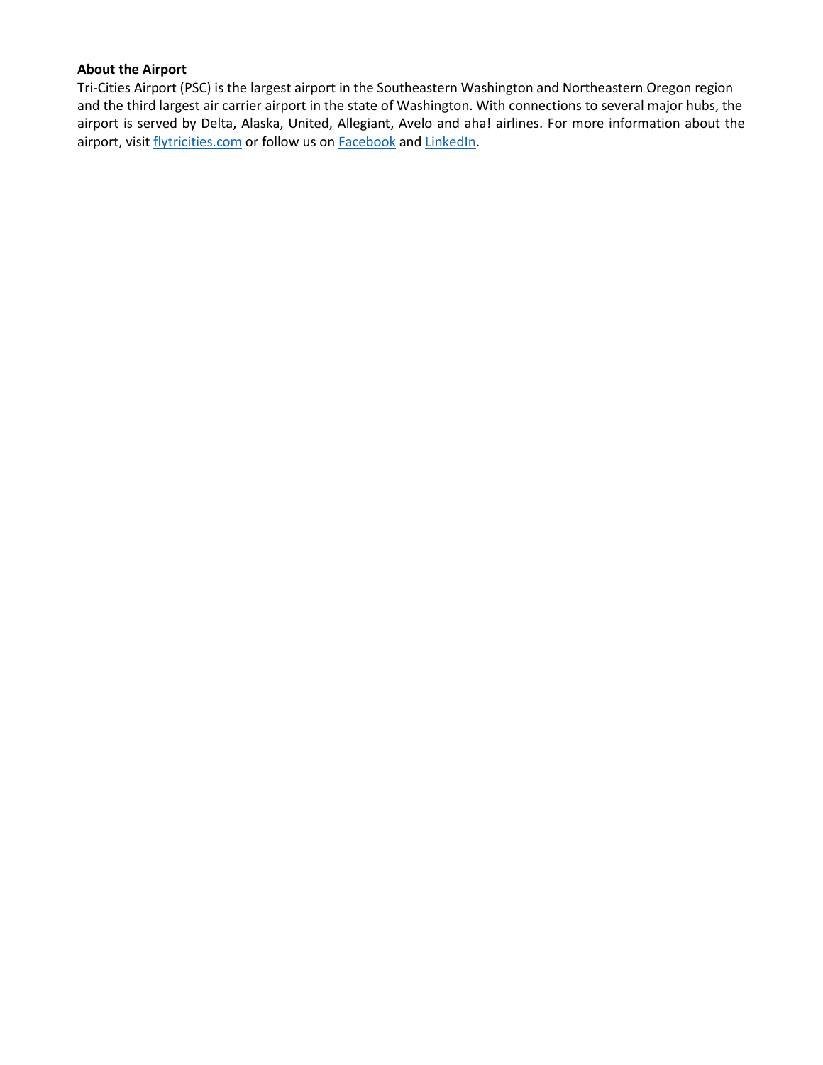**About the Airport**

Tri-Cities Airport (PSC) is the largest airport in the Southeastern Washington and Northeastern Oregon region and the third largest air carrier airport in the state of Washington. With connections to several major hubs, the airport is served by Delta, Alaska, United, Allegiant, Avelo and aha! airlines. For more information about the airport, visit flytricities.com or follow us on Facebook and LinkedIn.